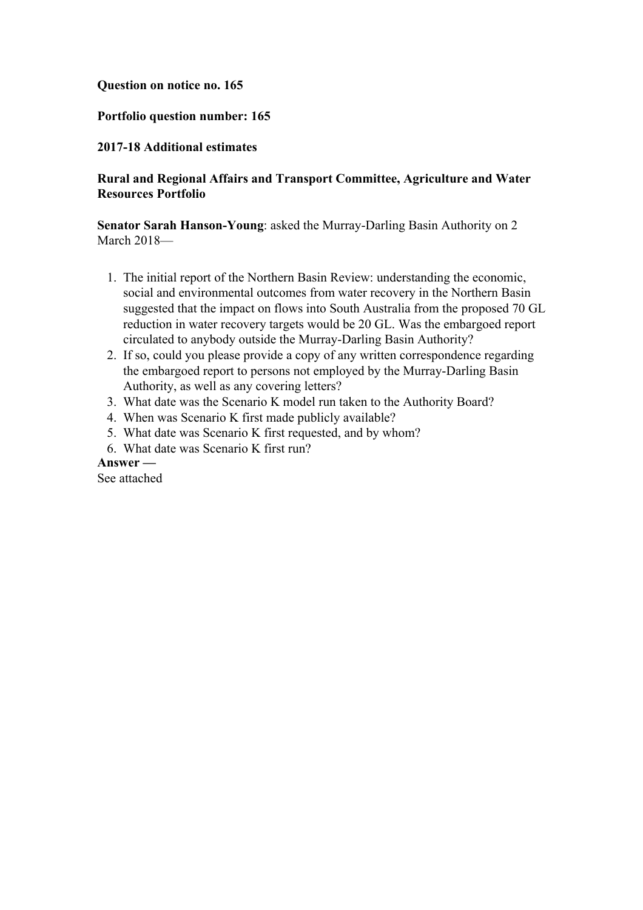**Question on notice no. 165**

**Portfolio question number: 165**

**2017-18 Additional estimates**

**Rural and Regional Affairs and Transport Committee, Agriculture and Water Resources Portfolio**

**Senator Sarah Hanson-Young**: asked the Murray-Darling Basin Authority on 2 March 2018—

1. The initial report of the Northern Basin Review: understanding the economic, social and environmental outcomes from water recovery in the Northern Basin suggested that the impact on flows into South Australia from the proposed 70 GL reduction in water recovery targets would be 20 GL. Was the embargoed report circulated to anybody outside the Murray-Darling Basin Authority?
2. If so, could you please provide a copy of any written correspondence regarding the embargoed report to persons not employed by the Murray-Darling Basin Authority, as well as any covering letters?
3. What date was the Scenario K model run taken to the Authority Board?
4. When was Scenario K first made publicly available?
5. What date was Scenario K first requested, and by whom?
6. What date was Scenario K first run?

**Answer —**

See attached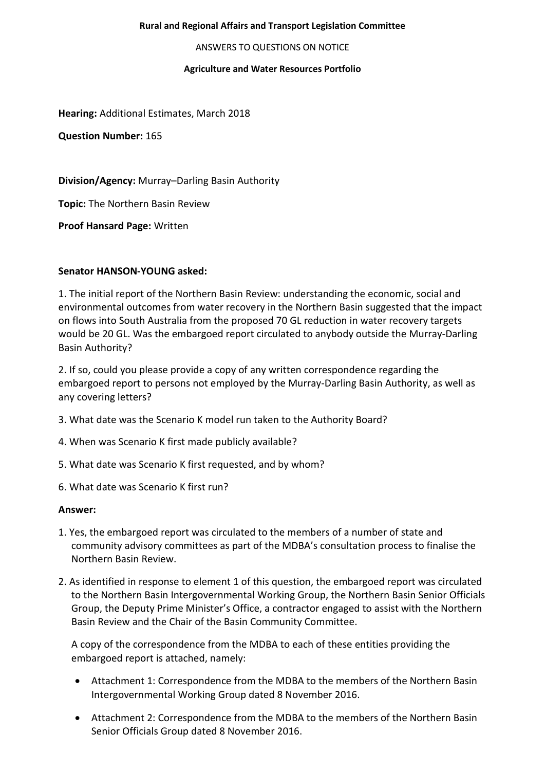**Rural and Regional Affairs and Transport Legislation Committee**

ANSWERS TO QUESTIONS ON NOTICE

**Agriculture and Water Resources Portfolio**

**Hearing:** Additional Estimates, March 2018

**Question Number:** 165

**Division/Agency:** Murray–Darling Basin Authority

**Topic:** The Northern Basin Review

**Proof Hansard Page:** Written

**Senator HANSON-YOUNG asked:**

1. The initial report of the Northern Basin Review: understanding the economic, social and environmental outcomes from water recovery in the Northern Basin suggested that the impact on flows into South Australia from the proposed 70 GL reduction in water recovery targets would be 20 GL. Was the embargoed report circulated to anybody outside the Murray-Darling Basin Authority?

2. If so, could you please provide a copy of any written correspondence regarding the embargoed report to persons not employed by the Murray-Darling Basin Authority, as well as any covering letters?

3. What date was the Scenario K model run taken to the Authority Board?

4. When was Scenario K first made publicly available?

5. What date was Scenario K first requested, and by whom?

6. What date was Scenario K first run?

**Answer:**

1. Yes, the embargoed report was circulated to the members of a number of state and community advisory committees as part of the MDBA's consultation process to finalise the Northern Basin Review.

2. As identified in response to element 1 of this question, the embargoed report was circulated to the Northern Basin Intergovernmental Working Group, the Northern Basin Senior Officials Group, the Deputy Prime Minister's Office, a contractor engaged to assist with the Northern Basin Review and the Chair of the Basin Community Committee.

   A copy of the correspondence from the MDBA to each of these entities providing the embargoed report is attached, namely:

   - Attachment 1: Correspondence from the MDBA to the members of the Northern Basin Intergovernmental Working Group dated 8 November 2016.
   - Attachment 2: Correspondence from the MDBA to the members of the Northern Basin Senior Officials Group dated 8 November 2016.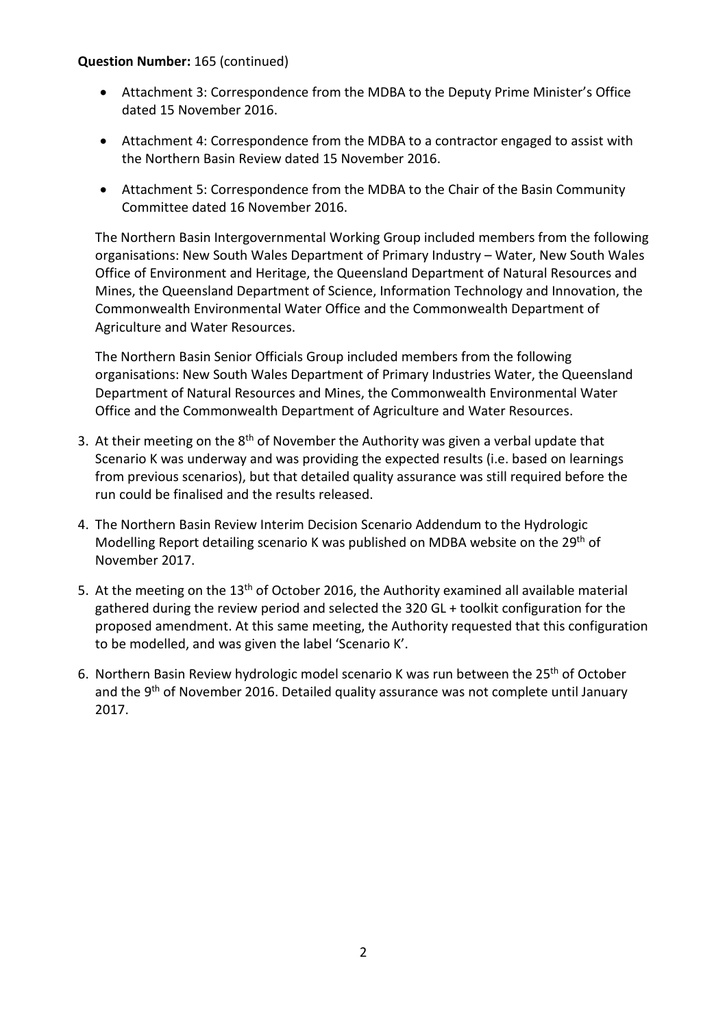**Question Number:** 165 (continued)

- Attachment 3: Correspondence from the MDBA to the Deputy Prime Minister's Office dated 15 November 2016.
- Attachment 4: Correspondence from the MDBA to a contractor engaged to assist with the Northern Basin Review dated 15 November 2016.
- Attachment 5: Correspondence from the MDBA to the Chair of the Basin Community Committee dated 16 November 2016.

The Northern Basin Intergovernmental Working Group included members from the following organisations: New South Wales Department of Primary Industry – Water, New South Wales Office of Environment and Heritage, the Queensland Department of Natural Resources and Mines, the Queensland Department of Science, Information Technology and Innovation, the Commonwealth Environmental Water Office and the Commonwealth Department of Agriculture and Water Resources.

The Northern Basin Senior Officials Group included members from the following organisations: New South Wales Department of Primary Industries Water, the Queensland Department of Natural Resources and Mines, the Commonwealth Environmental Water Office and the Commonwealth Department of Agriculture and Water Resources.

3. At their meeting on the 8th of November the Authority was given a verbal update that Scenario K was underway and was providing the expected results (i.e. based on learnings from previous scenarios), but that detailed quality assurance was still required before the run could be finalised and the results released.
4. The Northern Basin Review Interim Decision Scenario Addendum to the Hydrologic Modelling Report detailing scenario K was published on MDBA website on the 29th of November 2017.
5. At the meeting on the 13th of October 2016, the Authority examined all available material gathered during the review period and selected the 320 GL + toolkit configuration for the proposed amendment. At this same meeting, the Authority requested that this configuration to be modelled, and was given the label 'Scenario K'.
6. Northern Basin Review hydrologic model scenario K was run between the 25th of October and the 9th of November 2016. Detailed quality assurance was not complete until January 2017.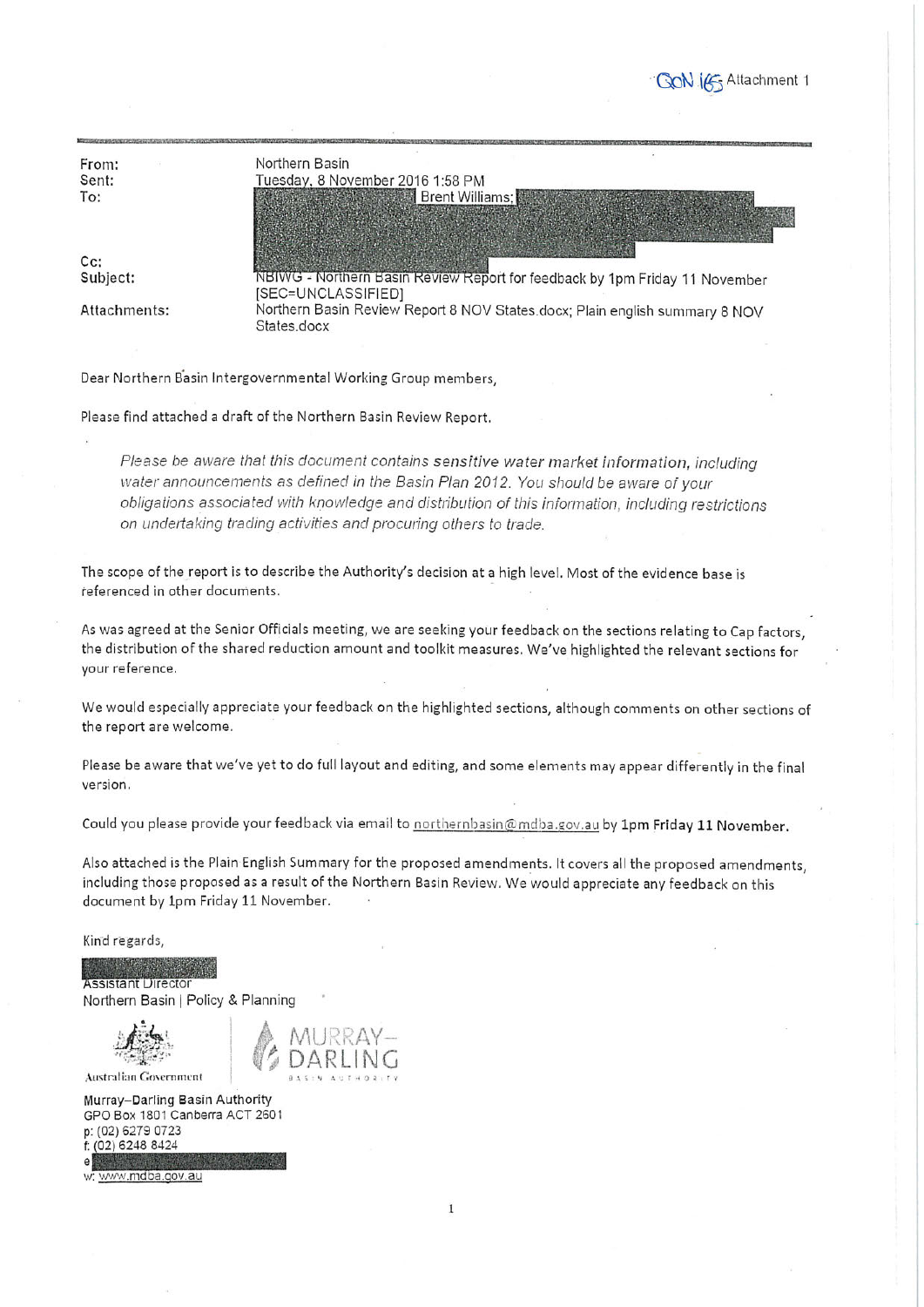QoN 165 Attachment 1

| | |
|---|---|
| From: | Northern Basin |
| Sent: | Tuesday, 8 November 2016 1:58 PM |
| To: | Brent Williams; |
| Cc: | |
| Subject: | NBIWG - Northern Basin Review Report for feedback by 1pm Friday 11 November [SEC=UNCLASSIFIED] |
| Attachments: | Northern Basin Review Report 8 NOV States.docx; Plain english summary 8 NOV States.docx |

Dear Northern Basin Intergovernmental Working Group members,

Please find attached a draft of the Northern Basin Review Report.

> *Please be aware that this document contains sensitive water market information, including water announcements as defined in the Basin Plan 2012. You should be aware of your obligations associated with knowledge and distribution of this information, including restrictions on undertaking trading activities and procuring others to trade.*

The scope of the report is to describe the Authority's decision at a high level. Most of the evidence base is referenced in other documents.

As was agreed at the Senior Officials meeting, we are seeking your feedback on the sections relating to Cap factors, the distribution of the shared reduction amount and toolkit measures. We've highlighted the relevant sections for your reference.

We would especially appreciate your feedback on the highlighted sections, although comments on other sections of the report are welcome.

Please be aware that we've yet to do full layout and editing, and some elements may appear differently in the final version.

Could you please provide your feedback via email to northernbasin@mdba.gov.au by 1pm **Friday 11 November.**

Also attached is the Plain English Summary for the proposed amendments. It covers all the proposed amendments, including those proposed as a result of the Northern Basin Review. We would appreciate any feedback on this document by 1pm Friday 11 November.

Kind regards,

Assistant Director
Northern Basin | Policy & Planning

Australian Government | MURRAY–DARLING BASIN AUTHORITY

Murray–Darling Basin Authority
GPO Box 1801 Canberra ACT 2601
p: (02) 6279 0723
f: (02) 6248 8424
e:
w: www.mdba.gov.au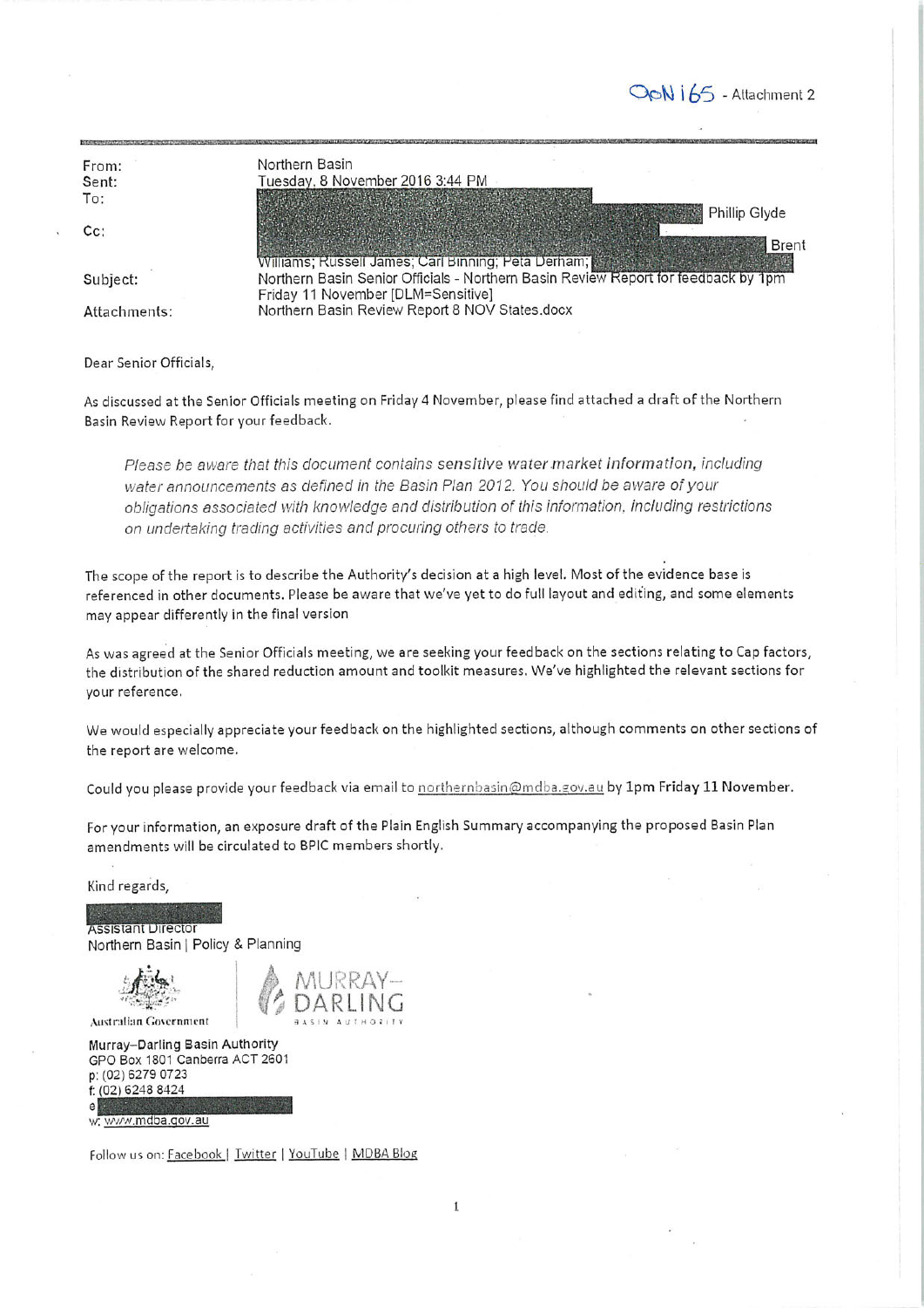QoN 165 - Attachment 2

| | |
|---|---|
| From: | Northern Basin |
| Sent: | Tuesday, 8 November 2016 3:44 PM |
| To: | Phillip Glyde |
| Cc: | Brent Williams; Russell James; Carl Binning; Peta Derham; |
| Subject: | Northern Basin Senior Officials - Northern Basin Review Report for feedback by 1pm Friday 11 November [DLM=Sensitive] |
| Attachments: | Northern Basin Review Report 8 NOV States.docx |

Dear Senior Officials,

As discussed at the Senior Officials meeting on Friday 4 November, please find attached a draft of the Northern Basin Review Report for your feedback.

> *Please be aware that this document contains sensitive water market information, including water announcements as defined in the Basin Plan 2012. You should be aware of your obligations associated with knowledge and distribution of this information, including restrictions on undertaking trading activities and procuring others to trade.*

The scope of the report is to describe the Authority's decision at a high level. Most of the evidence base is referenced in other documents. Please be aware that we've yet to do full layout and editing, and some elements may appear differently in the final version

As was agreed at the Senior Officials meeting, we are seeking your feedback on the sections relating to Cap factors, the distribution of the shared reduction amount and toolkit measures. We've highlighted the relevant sections for your reference.

We would especially appreciate your feedback on the highlighted sections, although comments on other sections of the report are welcome.

Could you please provide your feedback via email to northernbasin@mdba.gov.au by 1pm Friday 11 November.

For your information, an exposure draft of the Plain English Summary accompanying the proposed Basin Plan amendments will be circulated to BPIC members shortly.

Kind regards,

Assistant Director
Northern Basin | Policy & Planning

Australian Government

MURRAY–DARLING BASIN AUTHORITY

Murray–Darling Basin Authority
GPO Box 1801 Canberra ACT 2601
p: (02) 6279 0723
f: (02) 6248 8424
e:
w: www.mdba.gov.au

Follow us on: Facebook | Twitter | YouTube | MDBA Blog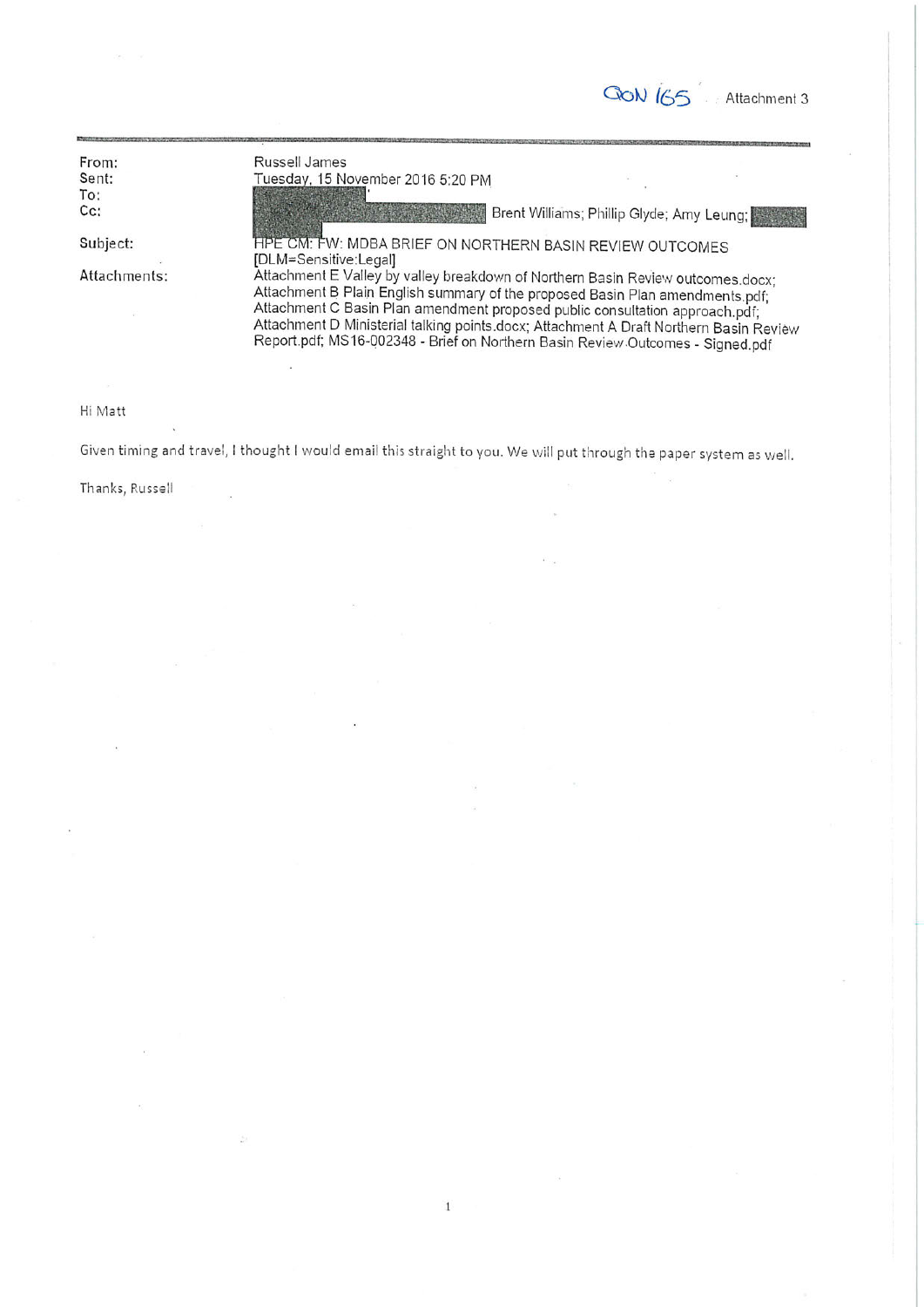QoN 165 Attachment 3

| | |
|---|---|
| From: | Russell James |
| Sent: | Tuesday, 15 November 2016 5:20 PM |
| To: | |
| Cc: | Brent Williams; Phillip Glyde; Amy Leung; |
| Subject: | HPE CM: FW: MDBA BRIEF ON NORTHERN BASIN REVIEW OUTCOMES [DLM=Sensitive:Legal] |
| Attachments: | Attachment E Valley by valley breakdown of Northern Basin Review outcomes.docx; Attachment B Plain English summary of the proposed Basin Plan amendments.pdf; Attachment C Basin Plan amendment proposed public consultation approach.pdf; Attachment D Ministerial talking points.docx; Attachment A Draft Northern Basin Review Report.pdf; MS16-002348 - Brief on Northern Basin Review Outcomes - Signed.pdf |

Hi Matt

Given timing and travel, I thought I would email this straight to you. We will put through the paper system as well.

Thanks, Russell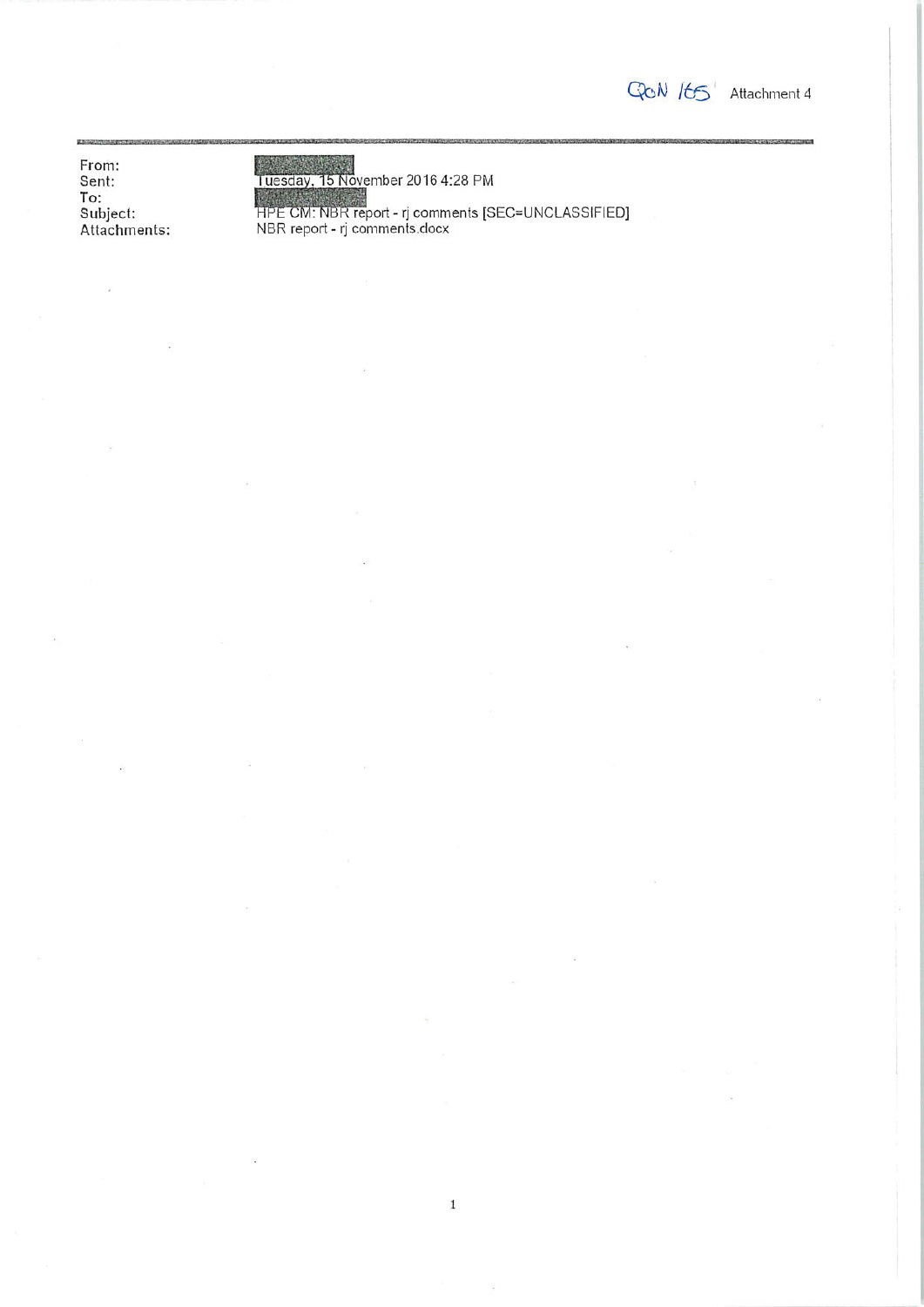QoN 165 Attachment 4

| | |
|---|---|
| From: | |
| Sent: | Tuesday, 15 November 2016 4:28 PM |
| To: | |
| Subject: | HPE CM: NBR report - rj comments [SEC=UNCLASSIFIED] |
| Attachments: | NBR report - rj comments.docx |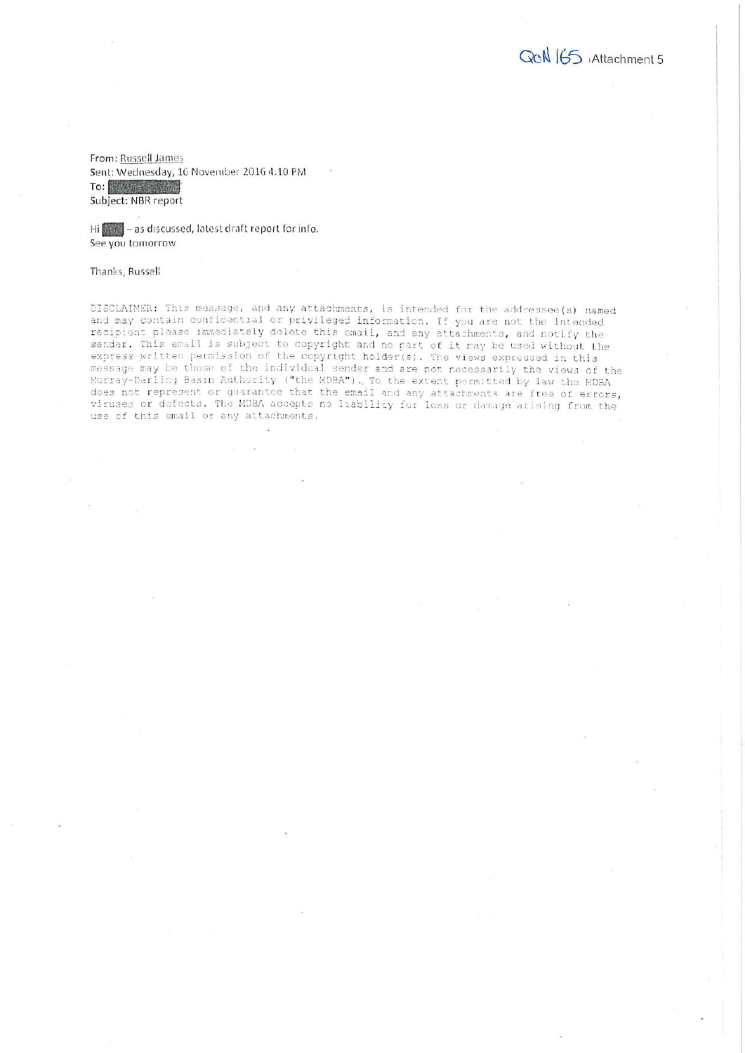QoN 165 Attachment 5

From: Russell James
Sent: Wednesday, 16 November 2016 4:10 PM
To: [redacted]
Subject: NBR report

Hi [redacted] – as discussed, latest draft report for info.
See you tomorrow

Thanks, Russell

DISCLAIMER: This message, and any attachments, is intended for the addressee(s) named and may contain confidential or privileged information. If you are not the intended recipient please immediately delete this email, and any attachments, and notify the sender. This email is subject to copyright and no part of it may be used without the express written permission of the copyright holder(s). The views expressed in this message may be those of the individual sender and are not necessarily the views of the Murray-Darling Basin Authority ("the MDBA"). To the extent permitted by law the MDBA does not represent or guarantee that the email and any attachments are free of errors, viruses or defects. The MDBA accepts no liability for loss or damage arising from the use of this email or any attachments.